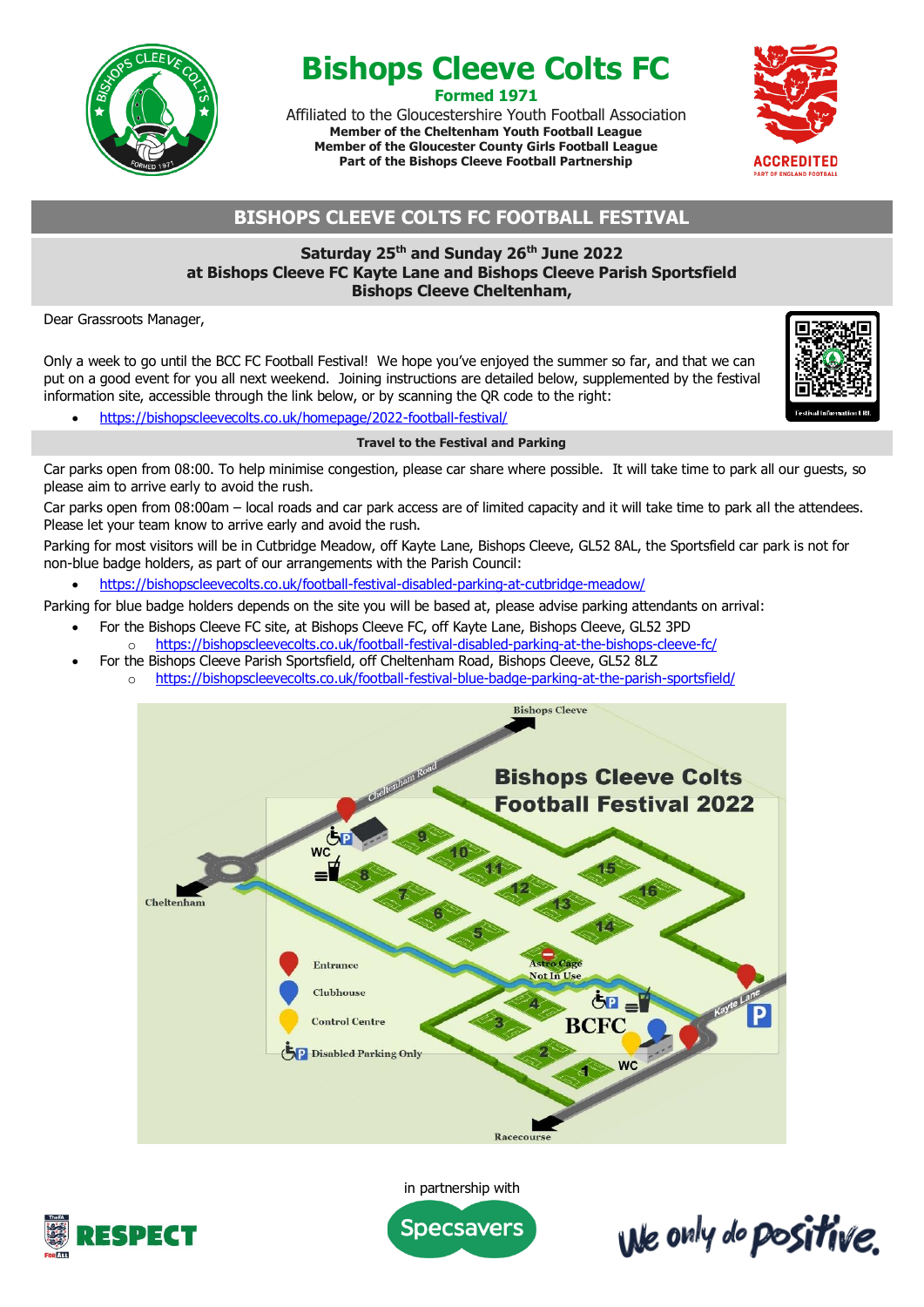# Bishops Cleeve Colts FC

**Formed 1971**

Affiliated to the Gloucestershire Youth Football Association
**Member of the Cheltenham Youth Football League**
**Member of the Gloucester County Girls Football League**
**Part of the Bishops Cleeve Football Partnership**

## BISHOPS CLEEVE COLTS FC FOOTBALL FESTIVAL

**Saturday 25th and Sunday 26th June 2022**
**at Bishops Cleeve FC Kayte Lane and Bishops Cleeve Parish Sportsfield**
**Bishops Cleeve Cheltenham,**

Dear Grassroots Manager,

Only a week to go until the BCC FC Football Festival! We hope you've enjoyed the summer so far, and that we can put on a good event for you all next weekend. Joining instructions are detailed below, supplemented by the festival information site, accessible through the link below, or by scanning the QR code to the right:

- https://bishopscleevecolts.co.uk/homepage/2022-football-festival/

### Travel to the Festival and Parking

Car parks open from 08:00. To help minimise congestion, please car share where possible. It will take time to park all our guests, so please aim to arrive early to avoid the rush.

Car parks open from 08:00am – local roads and car park access are of limited capacity and it will take time to park all the attendees. Please let your team know to arrive early and avoid the rush.

Parking for most visitors will be in Cutbridge Meadow, off Kayte Lane, Bishops Cleeve, GL52 8AL, the Sportsfield car park is not for non-blue badge holders, as part of our arrangements with the Parish Council:

- https://bishopscleevecolts.co.uk/football-festival-disabled-parking-at-cutbridge-meadow/

Parking for blue badge holders depends on the site you will be based at, please advise parking attendants on arrival:

- For the Bishops Cleeve FC site, at Bishops Cleeve FC, off Kayte Lane, Bishops Cleeve, GL52 3PD
  - https://bishopscleevecolts.co.uk/football-festival-disabled-parking-at-the-bishops-cleeve-fc/
- For the Bishops Cleeve Parish Sportsfield, off Cheltenham Road, Bishops Cleeve, GL52 8LZ
  - https://bishopscleevecolts.co.uk/football-festival-blue-badge-parking-at-the-parish-sportsfield/

in partnership with Specsavers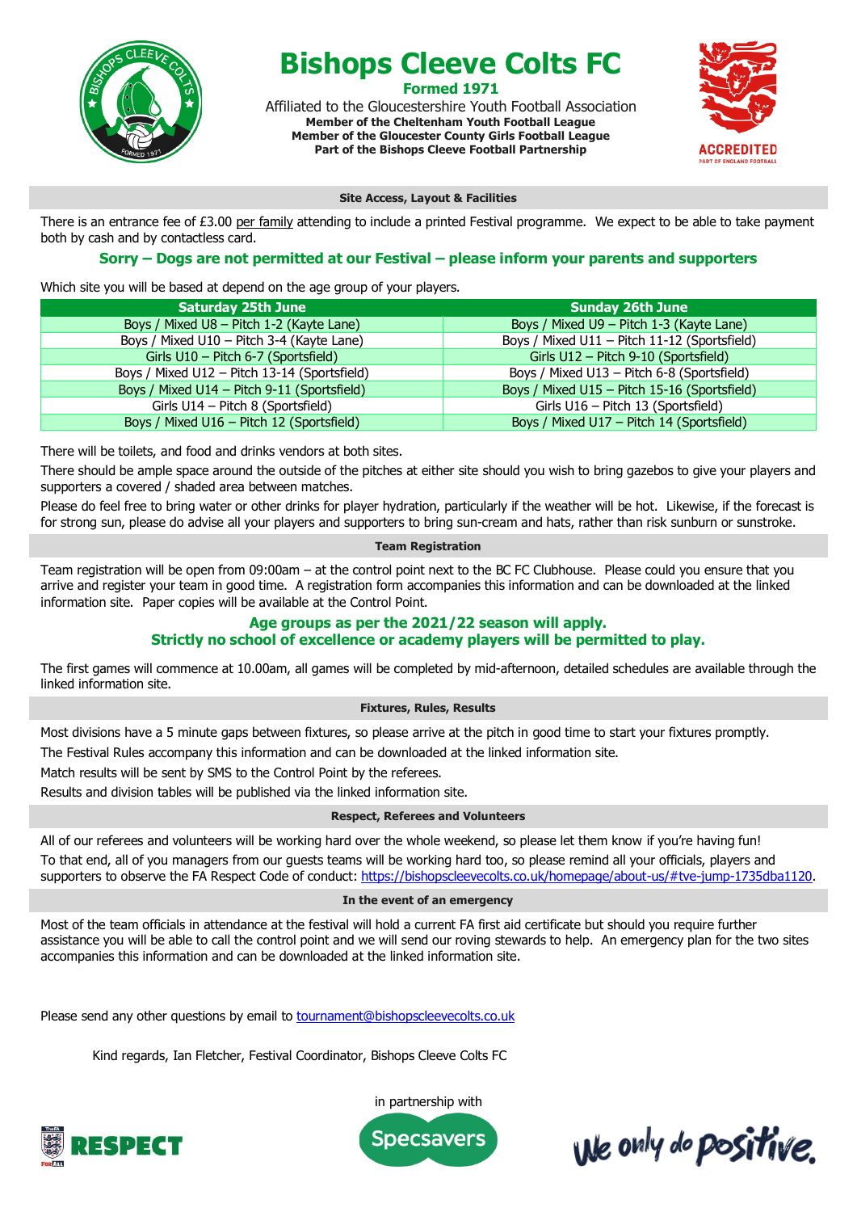# Bishops Cleeve Colts FC

**Formed 1971**

Affiliated to the Gloucestershire Youth Football Association
**Member of the Cheltenham Youth Football League**
**Member of the Gloucester County Girls Football League**
**Part of the Bishops Cleeve Football Partnership**

### Site Access, Layout & Facilities

There is an entrance fee of £3.00 per family attending to include a printed Festival programme. We expect to be able to take payment both by cash and by contactless card.

**Sorry – Dogs are not permitted at our Festival – please inform your parents and supporters**

Which site you will be based at depend on the age group of your players.

| Saturday 25th June | Sunday 26th June |
|---|---|
| Boys / Mixed U8 – Pitch 1-2 (Kayte Lane) | Boys / Mixed U9 – Pitch 1-3 (Kayte Lane) |
| Boys / Mixed U10 – Pitch 3-4 (Kayte Lane) | Boys / Mixed U11 – Pitch 11-12 (Sportsfield) |
| Girls U10 – Pitch 6-7 (Sportsfield) | Girls U12 – Pitch 9-10 (Sportsfield) |
| Boys / Mixed U12 – Pitch 13-14 (Sportsfield) | Boys / Mixed U13 – Pitch 6-8 (Sportsfield) |
| Boys / Mixed U14 – Pitch 9-11 (Sportsfield) | Boys / Mixed U15 – Pitch 15-16 (Sportsfield) |
| Girls U14 – Pitch 8 (Sportsfield) | Girls U16 – Pitch 13 (Sportsfield) |
| Boys / Mixed U16 – Pitch 12 (Sportsfield) | Boys / Mixed U17 – Pitch 14 (Sportsfield) |

There will be toilets, and food and drinks vendors at both sites.

There should be ample space around the outside of the pitches at either site should you wish to bring gazebos to give your players and supporters a covered / shaded area between matches.

Please do feel free to bring water or other drinks for player hydration, particularly if the weather will be hot. Likewise, if the forecast is for strong sun, please do advise all your players and supporters to bring sun-cream and hats, rather than risk sunburn or sunstroke.

### Team Registration

Team registration will be open from 09:00am – at the control point next to the BC FC Clubhouse. Please could you ensure that you arrive and register your team in good time. A registration form accompanies this information and can be downloaded at the linked information site. Paper copies will be available at the Control Point.

**Age groups as per the 2021/22 season will apply.**
**Strictly no school of excellence or academy players will be permitted to play.**

The first games will commence at 10.00am, all games will be completed by mid-afternoon, detailed schedules are available through the linked information site.

### Fixtures, Rules, Results

Most divisions have a 5 minute gaps between fixtures, so please arrive at the pitch in good time to start your fixtures promptly.

The Festival Rules accompany this information and can be downloaded at the linked information site.

Match results will be sent by SMS to the Control Point by the referees.

Results and division tables will be published via the linked information site.

### Respect, Referees and Volunteers

All of our referees and volunteers will be working hard over the whole weekend, so please let them know if you're having fun!

To that end, all of you managers from our guests teams will be working hard too, so please remind all your officials, players and supporters to observe the FA Respect Code of conduct: https://bishopscleevecolts.co.uk/homepage/about-us/#tve-jump-1735dba1120.

### In the event of an emergency

Most of the team officials in attendance at the festival will hold a current FA first aid certificate but should you require further assistance you will be able to call the control point and we will send our roving stewards to help. An emergency plan for the two sites accompanies this information and can be downloaded at the linked information site.

Please send any other questions by email to tournament@bishopscleevecolts.co.uk

Kind regards, Ian Fletcher, Festival Coordinator, Bishops Cleeve Colts FC

in partnership with